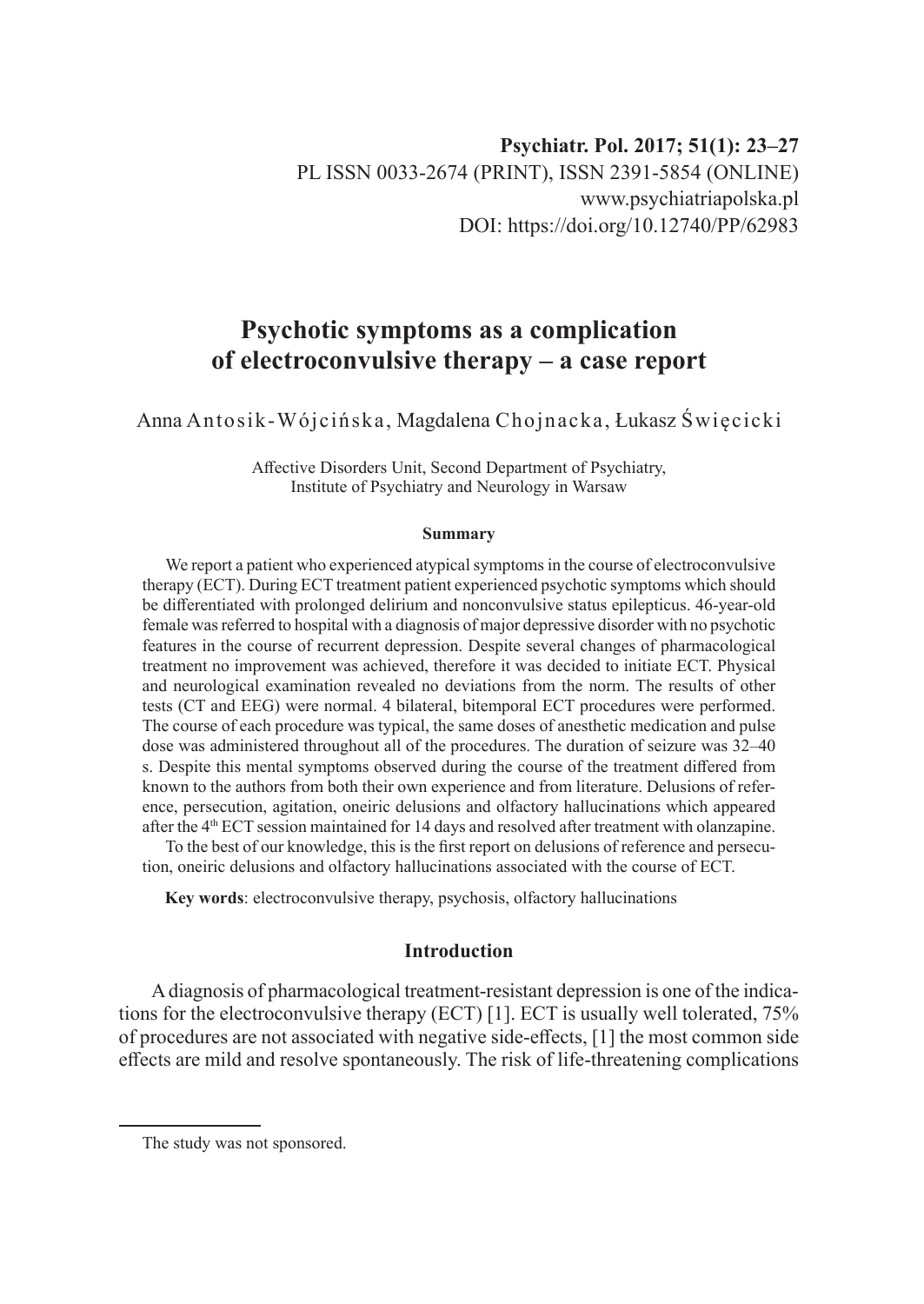**Psychiatr. Pol. 2017; 51(1): 23–27**
PL ISSN 0033-2674 (PRINT), ISSN 2391-5854 (ONLINE)
www.psychiatriapolska.pl
DOI: https://doi.org/10.12740/PP/62983

# Psychotic symptoms as a complication of electroconvulsive therapy – a case report

Anna Antosik-Wójcińska, Magdalena Chojnacka, Łukasz Święcicki

Affective Disorders Unit, Second Department of Psychiatry,
Institute of Psychiatry and Neurology in Warsaw

### Summary

We report a patient who experienced atypical symptoms in the course of electroconvulsive therapy (ECT). During ECT treatment patient experienced psychotic symptoms which should be differentiated with prolonged delirium and nonconvulsive status epilepticus. 46-year-old female was referred to hospital with a diagnosis of major depressive disorder with no psychotic features in the course of recurrent depression. Despite several changes of pharmacological treatment no improvement was achieved, therefore it was decided to initiate ECT. Physical and neurological examination revealed no deviations from the norm. The results of other tests (CT and EEG) were normal. 4 bilateral, bitemporal ECT procedures were performed. The course of each procedure was typical, the same doses of anesthetic medication and pulse dose was administered throughout all of the procedures. The duration of seizure was 32–40 s. Despite this mental symptoms observed during the course of the treatment differed from known to the authors from both their own experience and from literature. Delusions of reference, persecution, agitation, oneiric delusions and olfactory hallucinations which appeared after the 4th ECT session maintained for 14 days and resolved after treatment with olanzapine.

To the best of our knowledge, this is the first report on delusions of reference and persecution, oneiric delusions and olfactory hallucinations associated with the course of ECT.

**Key words**: electroconvulsive therapy, psychosis, olfactory hallucinations

## Introduction

A diagnosis of pharmacological treatment-resistant depression is one of the indications for the electroconvulsive therapy (ECT) [1]. ECT is usually well tolerated, 75% of procedures are not associated with negative side-effects, [1] the most common side effects are mild and resolve spontaneously. The risk of life-threatening complications

The study was not sponsored.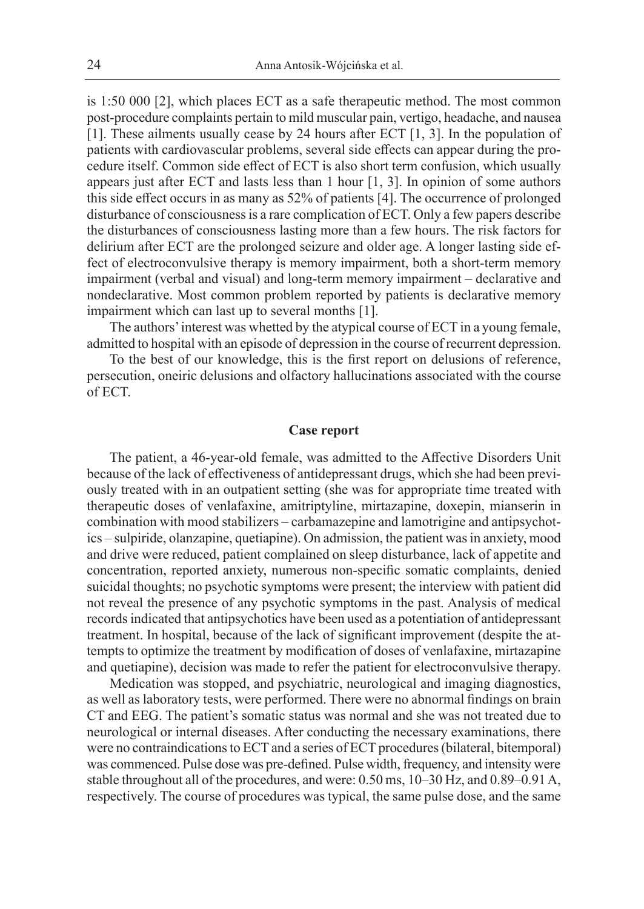is 1:50 000 [2], which places ECT as a safe therapeutic method. The most common post-procedure complaints pertain to mild muscular pain, vertigo, headache, and nausea [1]. These ailments usually cease by 24 hours after ECT [1, 3]. In the population of patients with cardiovascular problems, several side effects can appear during the procedure itself. Common side effect of ECT is also short term confusion, which usually appears just after ECT and lasts less than 1 hour [1, 3]. In opinion of some authors this side effect occurs in as many as 52% of patients [4]. The occurrence of prolonged disturbance of consciousness is a rare complication of ECT. Only a few papers describe the disturbances of consciousness lasting more than a few hours. The risk factors for delirium after ECT are the prolonged seizure and older age. A longer lasting side effect of electroconvulsive therapy is memory impairment, both a short-term memory impairment (verbal and visual) and long-term memory impairment – declarative and nondeclarative. Most common problem reported by patients is declarative memory impairment which can last up to several months [1].

The authors' interest was whetted by the atypical course of ECT in a young female, admitted to hospital with an episode of depression in the course of recurrent depression.

To the best of our knowledge, this is the first report on delusions of reference, persecution, oneiric delusions and olfactory hallucinations associated with the course of ECT.

## Case report

The patient, a 46-year-old female, was admitted to the Affective Disorders Unit because of the lack of effectiveness of antidepressant drugs, which she had been previously treated with in an outpatient setting (she was for appropriate time treated with therapeutic doses of venlafaxine, amitriptyline, mirtazapine, doxepin, mianserin in combination with mood stabilizers – carbamazepine and lamotrigine and antipsychotics – sulpiride, olanzapine, quetiapine). On admission, the patient was in anxiety, mood and drive were reduced, patient complained on sleep disturbance, lack of appetite and concentration, reported anxiety, numerous non-specific somatic complaints, denied suicidal thoughts; no psychotic symptoms were present; the interview with patient did not reveal the presence of any psychotic symptoms in the past. Analysis of medical records indicated that antipsychotics have been used as a potentiation of antidepressant treatment. In hospital, because of the lack of significant improvement (despite the attempts to optimize the treatment by modification of doses of venlafaxine, mirtazapine and quetiapine), decision was made to refer the patient for electroconvulsive therapy.

Medication was stopped, and psychiatric, neurological and imaging diagnostics, as well as laboratory tests, were performed. There were no abnormal findings on brain CT and EEG. The patient's somatic status was normal and she was not treated due to neurological or internal diseases. After conducting the necessary examinations, there were no contraindications to ECT and a series of ECT procedures (bilateral, bitemporal) was commenced. Pulse dose was pre-defined. Pulse width, frequency, and intensity were stable throughout all of the procedures, and were: 0.50 ms, 10–30 Hz, and 0.89–0.91 A, respectively. The course of procedures was typical, the same pulse dose, and the same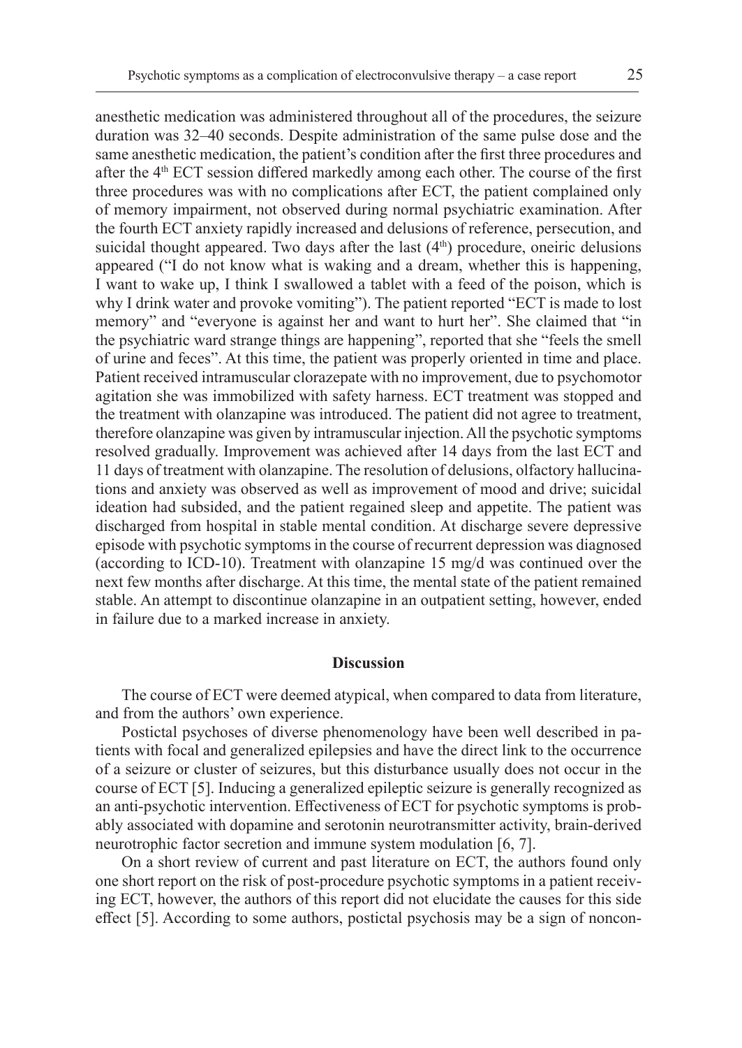anesthetic medication was administered throughout all of the procedures, the seizure duration was 32–40 seconds. Despite administration of the same pulse dose and the same anesthetic medication, the patient's condition after the first three procedures and after the 4th ECT session differed markedly among each other. The course of the first three procedures was with no complications after ECT, the patient complained only of memory impairment, not observed during normal psychiatric examination. After the fourth ECT anxiety rapidly increased and delusions of reference, persecution, and suicidal thought appeared. Two days after the last (4th) procedure, oneiric delusions appeared ("I do not know what is waking and a dream, whether this is happening, I want to wake up, I think I swallowed a tablet with a feed of the poison, which is why I drink water and provoke vomiting"). The patient reported "ECT is made to lost memory" and "everyone is against her and want to hurt her". She claimed that "in the psychiatric ward strange things are happening", reported that she "feels the smell of urine and feces". At this time, the patient was properly oriented in time and place. Patient received intramuscular clorazepate with no improvement, due to psychomotor agitation she was immobilized with safety harness. ECT treatment was stopped and the treatment with olanzapine was introduced. The patient did not agree to treatment, therefore olanzapine was given by intramuscular injection. All the psychotic symptoms resolved gradually. Improvement was achieved after 14 days from the last ECT and 11 days of treatment with olanzapine. The resolution of delusions, olfactory hallucinations and anxiety was observed as well as improvement of mood and drive; suicidal ideation had subsided, and the patient regained sleep and appetite. The patient was discharged from hospital in stable mental condition. At discharge severe depressive episode with psychotic symptoms in the course of recurrent depression was diagnosed (according to ICD-10). Treatment with olanzapine 15 mg/d was continued over the next few months after discharge. At this time, the mental state of the patient remained stable. An attempt to discontinue olanzapine in an outpatient setting, however, ended in failure due to a marked increase in anxiety.

## Discussion

The course of ECT were deemed atypical, when compared to data from literature, and from the authors' own experience.

Postictal psychoses of diverse phenomenology have been well described in patients with focal and generalized epilepsies and have the direct link to the occurrence of a seizure or cluster of seizures, but this disturbance usually does not occur in the course of ECT [5]. Inducing a generalized epileptic seizure is generally recognized as an anti-psychotic intervention. Effectiveness of ECT for psychotic symptoms is probably associated with dopamine and serotonin neurotransmitter activity, brain-derived neurotrophic factor secretion and immune system modulation [6, 7].

On a short review of current and past literature on ECT, the authors found only one short report on the risk of post-procedure psychotic symptoms in a patient receiving ECT, however, the authors of this report did not elucidate the causes for this side effect [5]. According to some authors, postictal psychosis may be a sign of noncon-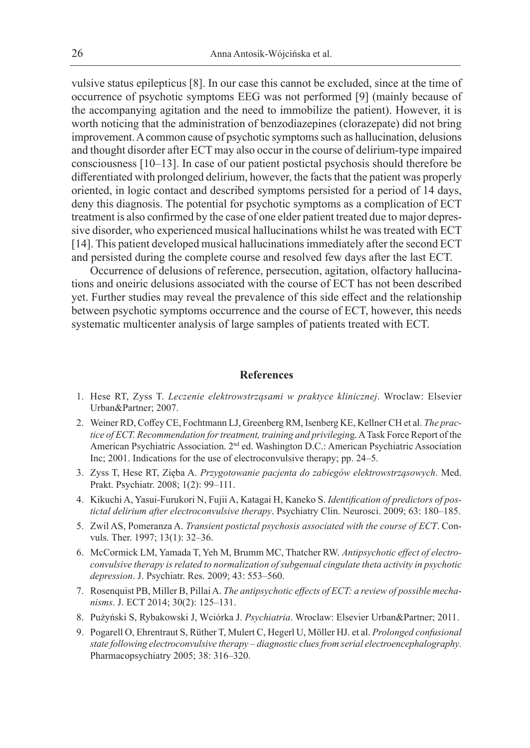vulsive status epilepticus [8]. In our case this cannot be excluded, since at the time of occurrence of psychotic symptoms EEG was not performed [9] (mainly because of the accompanying agitation and the need to immobilize the patient). However, it is worth noticing that the administration of benzodiazepines (clorazepate) did not bring improvement. A common cause of psychotic symptoms such as hallucination, delusions and thought disorder after ECT may also occur in the course of delirium-type impaired consciousness [10–13]. In case of our patient postictal psychosis should therefore be differentiated with prolonged delirium, however, the facts that the patient was properly oriented, in logic contact and described symptoms persisted for a period of 14 days, deny this diagnosis. The potential for psychotic symptoms as a complication of ECT treatment is also confirmed by the case of one elder patient treated due to major depressive disorder, who experienced musical hallucinations whilst he was treated with ECT [14]. This patient developed musical hallucinations immediately after the second ECT and persisted during the complete course and resolved few days after the last ECT.

Occurrence of delusions of reference, persecution, agitation, olfactory hallucinations and oneiric delusions associated with the course of ECT has not been described yet. Further studies may reveal the prevalence of this side effect and the relationship between psychotic symptoms occurrence and the course of ECT, however, this needs systematic multicenter analysis of large samples of patients treated with ECT.

## References

1. Hese RT, Zyss T. *Leczenie elektrowstrząsami w praktyce klinicznej*. Wroclaw: Elsevier Urban&Partner; 2007.
2. Weiner RD, Coffey CE, Fochtmann LJ, Greenberg RM, Isenberg KE, Kellner CH et al. *The practice of ECT. Recommendation for treatment, training and privileging*. A Task Force Report of the American Psychiatric Association. 2nd ed. Washington D.C.: American Psychiatric Association Inc; 2001. Indications for the use of electroconvulsive therapy; pp. 24–5.
3. Zyss T, Hese RT, Zięba A. *Przygotowanie pacjenta do zabiegów elektrowstrząsowych*. Med. Prakt. Psychiatr. 2008; 1(2): 99–111.
4. Kikuchi A, Yasui-Furukori N, Fujii A, Katagai H, Kaneko S. *Identification of predictors of postictal delirium after electroconvulsive therapy*. Psychiatry Clin. Neurosci. 2009; 63: 180–185.
5. Zwil AS, Pomeranza A. *Transient postictal psychosis associated with the course of ECT*. Convuls. Ther. 1997; 13(1): 32–36.
6. McCormick LM, Yamada T, Yeh M, Brumm MC, Thatcher RW. *Antipsychotic effect of electroconvulsive therapy is related to normalization of subgenual cingulate theta activity in psychotic depression*. J. Psychiatr. Res. 2009; 43: 553–560.
7. Rosenquist PB, Miller B, Pillai A. *The antipsychotic effects of ECT: a review of possible mechanisms*. J. ECT 2014; 30(2): 125–131.
8. Pużyński S, Rybakowski J, Wciórka J. *Psychiatria*. Wroclaw: Elsevier Urban&Partner; 2011.
9. Pogarell O, Ehrentraut S, Rüther T, Mulert C, Hegerl U, Möller HJ. et al. *Prolonged confusional state following electroconvulsive therapy – diagnostic clues from serial electroencephalography*. Pharmacopsychiatry 2005; 38: 316–320.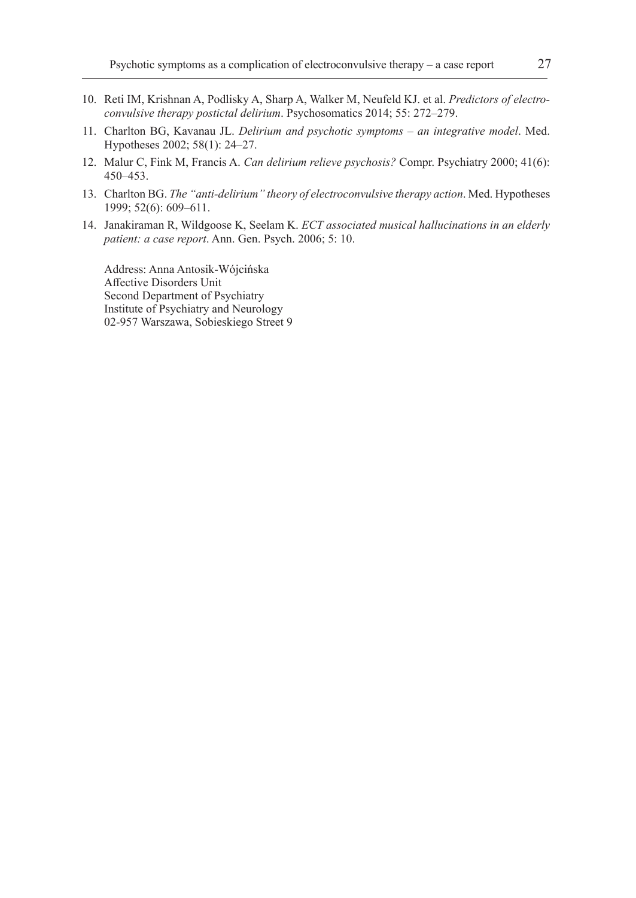10. Reti IM, Krishnan A, Podlisky A, Sharp A, Walker M, Neufeld KJ. et al. *Predictors of electroconvulsive therapy postictal delirium*. Psychosomatics 2014; 55: 272–279.
11. Charlton BG, Kavanau JL. *Delirium and psychotic symptoms – an integrative model*. Med. Hypotheses 2002; 58(1): 24–27.
12. Malur C, Fink M, Francis A. *Can delirium relieve psychosis?* Compr. Psychiatry 2000; 41(6): 450–453.
13. Charlton BG. *The "anti-delirium" theory of electroconvulsive therapy action*. Med. Hypotheses 1999; 52(6): 609–611.
14. Janakiraman R, Wildgoose K, Seelam K. *ECT associated musical hallucinations in an elderly patient: a case report*. Ann. Gen. Psych. 2006; 5: 10.

Address: Anna Antosik-Wójcińska
Affective Disorders Unit
Second Department of Psychiatry
Institute of Psychiatry and Neurology
02-957 Warszawa, Sobieskiego Street 9